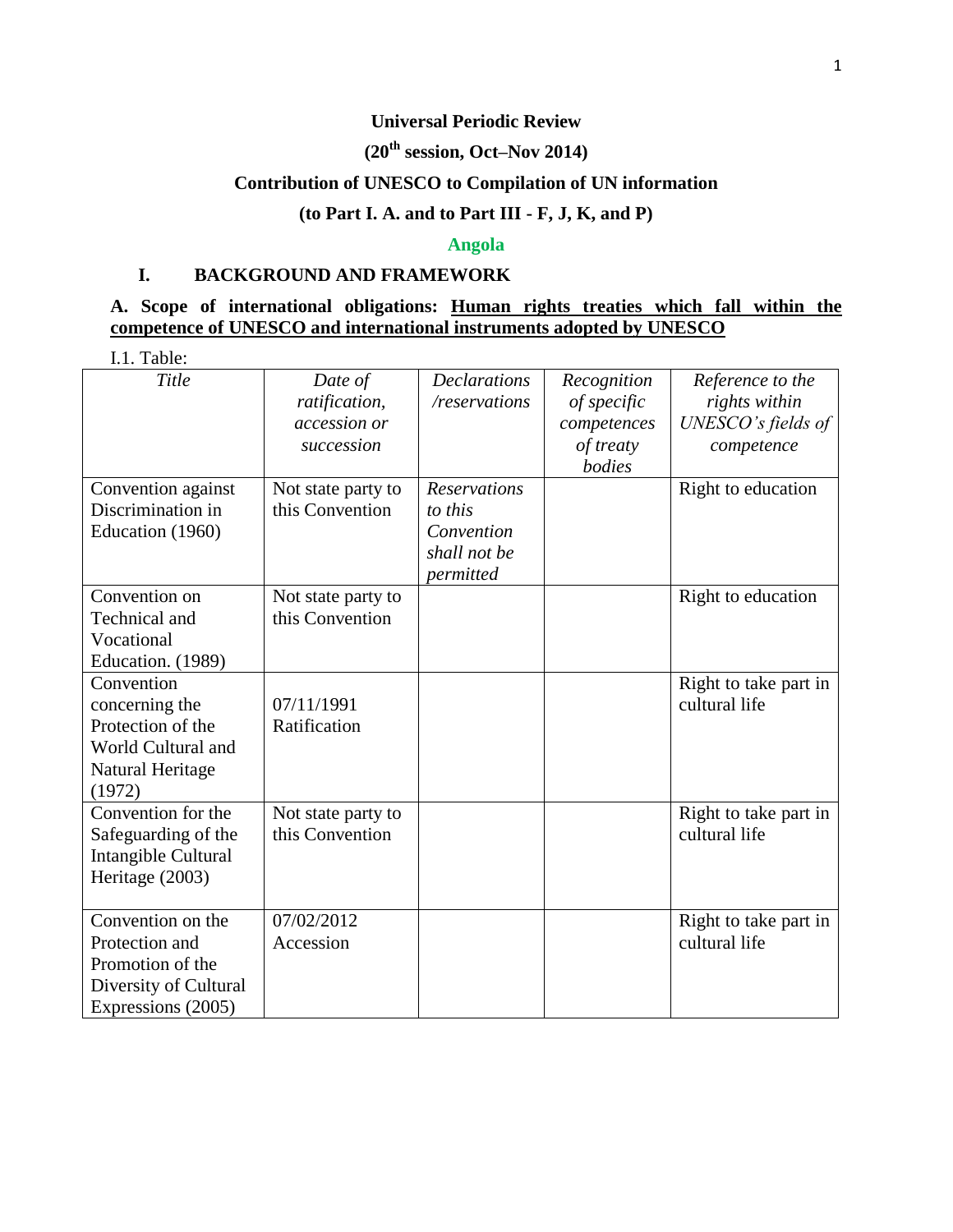**Universal Periodic Review**

**(20th session, Oct–Nov 2014)**

**Contribution of UNESCO to Compilation of UN information**

**(to Part I. A. and to Part III - F, J, K, and P)**

## Angola

### I. BACKGROUND AND FRAMEWORK

**A. Scope of international obligations: Human rights treaties which fall within the competence of UNESCO and international instruments adopted by UNESCO**

I.1. Table:

| *Title* | *Date of ratification, accession or succession* | *Declarations /reservations* | *Recognition of specific competences of treaty bodies* | *Reference to the rights within UNESCO's fields of competence* |
|---|---|---|---|---|
| Convention against Discrimination in Education (1960) | Not state party to this Convention | *Reservations to this Convention shall not be permitted* | | Right to education |
| Convention on Technical and Vocational Education. (1989) | Not state party to this Convention | | | Right to education |
| Convention concerning the Protection of the World Cultural and Natural Heritage (1972) | 07/11/1991 Ratification | | | Right to take part in cultural life |
| Convention for the Safeguarding of the Intangible Cultural Heritage (2003) | Not state party to this Convention | | | Right to take part in cultural life |
| Convention on the Protection and Promotion of the Diversity of Cultural Expressions (2005) | 07/02/2012 Accession | | | Right to take part in cultural life |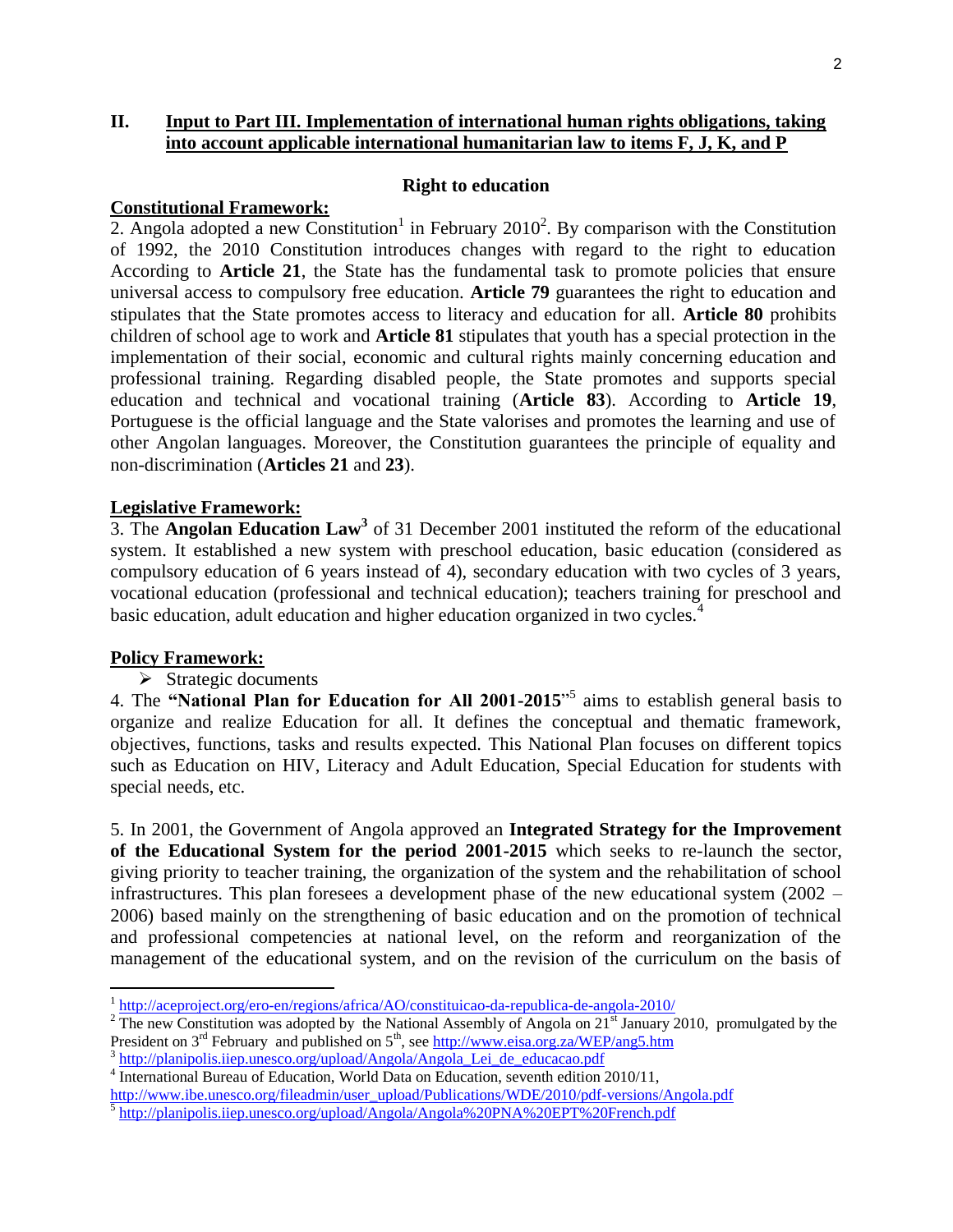## II. Input to Part III. Implementation of international human rights obligations, taking into account applicable international humanitarian law to items F, J, K, and P

### Right to education

**Constitutional Framework:**

2. Angola adopted a new Constitution[1] in February 2010[2]. By comparison with the Constitution of 1992, the 2010 Constitution introduces changes with regard to the right to education According to **Article 21**, the State has the fundamental task to promote policies that ensure universal access to compulsory free education. **Article 79** guarantees the right to education and stipulates that the State promotes access to literacy and education for all. **Article 80** prohibits children of school age to work and **Article 81** stipulates that youth has a special protection in the implementation of their social, economic and cultural rights mainly concerning education and professional training. Regarding disabled people, the State promotes and supports special education and technical and vocational training (**Article 83**). According to **Article 19**, Portuguese is the official language and the State valorises and promotes the learning and use of other Angolan languages. Moreover, the Constitution guarantees the principle of equality and non-discrimination (**Articles 21** and **23**).

**Legislative Framework:**

3. The **Angolan Education Law**[3] of 31 December 2001 instituted the reform of the educational system. It established a new system with preschool education, basic education (considered as compulsory education of 6 years instead of 4), secondary education with two cycles of 3 years, vocational education (professional and technical education); teachers training for preschool and basic education, adult education and higher education organized in two cycles.[4]

**Policy Framework:**

- Strategic documents

4. The **"National Plan for Education for All 2001-2015"**[5] aims to establish general basis to organize and realize Education for all. It defines the conceptual and thematic framework, objectives, functions, tasks and results expected. This National Plan focuses on different topics such as Education on HIV, Literacy and Adult Education, Special Education for students with special needs, etc.

5. In 2001, the Government of Angola approved an **Integrated Strategy for the Improvement of the Educational System for the period 2001-2015** which seeks to re-launch the sector, giving priority to teacher training, the organization of the system and the rehabilitation of school infrastructures. This plan foresees a development phase of the new educational system (2002 – 2006) based mainly on the strengthening of basic education and on the promotion of technical and professional competencies at national level, on the reform and reorganization of the management of the educational system, and on the revision of the curriculum on the basis of

---

[1] http://aceproject.org/ero-en/regions/africa/AO/constituicao-da-republica-de-angola-2010/

[2] The new Constitution was adopted by the National Assembly of Angola on 21st January 2010, promulgated by the President on 3rd February and published on 5th, see http://www.eisa.org.za/WEP/ang5.htm

[3] http://planipolis.iiep.unesco.org/upload/Angola/Angola_Lei_de_educacao.pdf

[4] International Bureau of Education, World Data on Education, seventh edition 2010/11, http://www.ibe.unesco.org/fileadmin/user_upload/Publications/WDE/2010/pdf-versions/Angola.pdf

[5] http://planipolis.iiep.unesco.org/upload/Angola/Angola%20PNA%20EPT%20French.pdf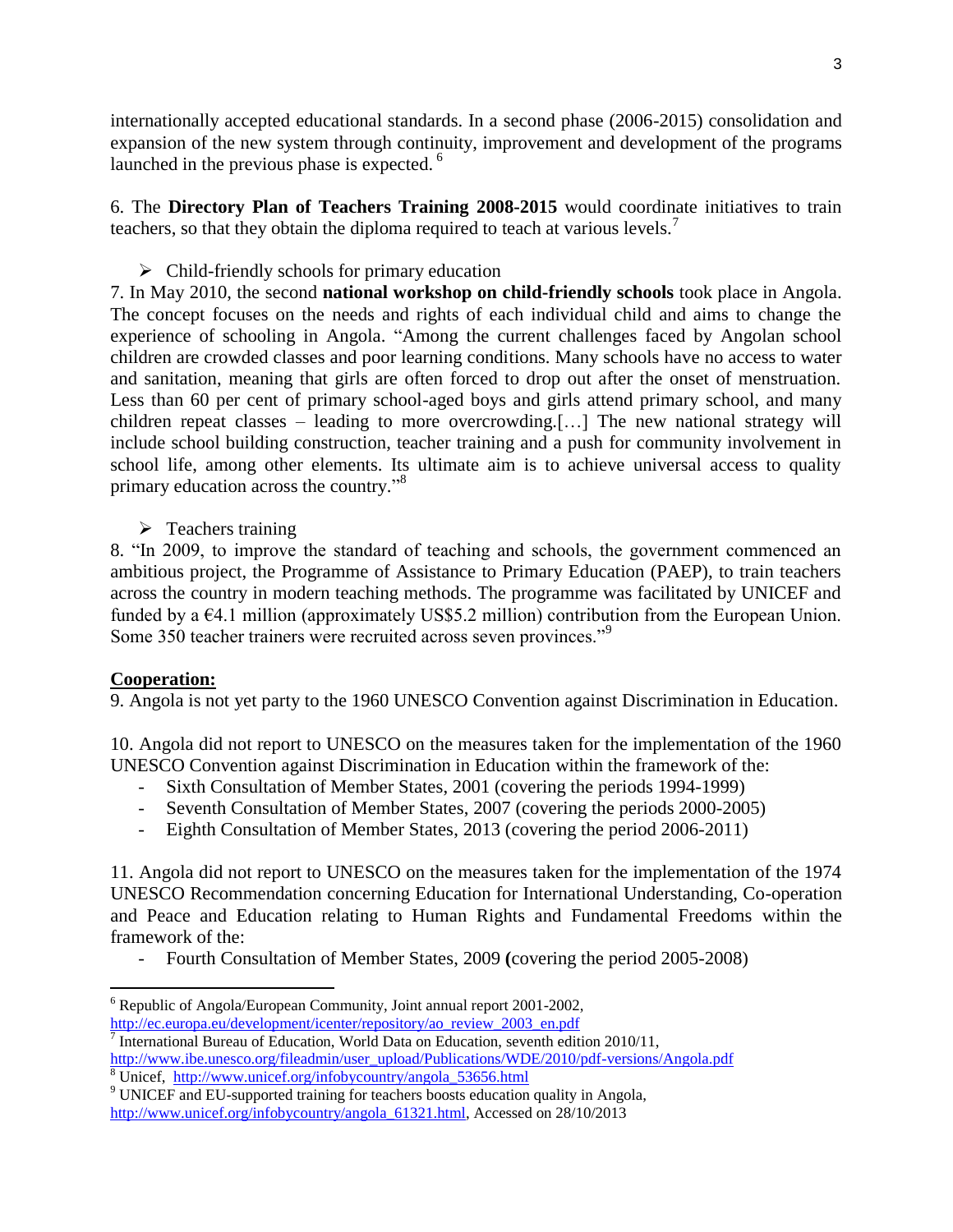internationally accepted educational standards. In a second phase (2006-2015) consolidation and expansion of the new system through continuity, improvement and development of the programs launched in the previous phase is expected. [6]

6. The **Directory Plan of Teachers Training 2008-2015** would coordinate initiatives to train teachers, so that they obtain the diploma required to teach at various levels.[7]

- Child-friendly schools for primary education

7. In May 2010, the second **national workshop on child-friendly schools** took place in Angola. The concept focuses on the needs and rights of each individual child and aims to change the experience of schooling in Angola. "Among the current challenges faced by Angolan school children are crowded classes and poor learning conditions. Many schools have no access to water and sanitation, meaning that girls are often forced to drop out after the onset of menstruation. Less than 60 per cent of primary school-aged boys and girls attend primary school, and many children repeat classes – leading to more overcrowding.[…] The new national strategy will include school building construction, teacher training and a push for community involvement in school life, among other elements. Its ultimate aim is to achieve universal access to quality primary education across the country."[8]

- Teachers training

8. "In 2009, to improve the standard of teaching and schools, the government commenced an ambitious project, the Programme of Assistance to Primary Education (PAEP), to train teachers across the country in modern teaching methods. The programme was facilitated by UNICEF and funded by a €4.1 million (approximately US$5.2 million) contribution from the European Union. Some 350 teacher trainers were recruited across seven provinces."[9]

**Cooperation:**

9. Angola is not yet party to the 1960 UNESCO Convention against Discrimination in Education.

10. Angola did not report to UNESCO on the measures taken for the implementation of the 1960 UNESCO Convention against Discrimination in Education within the framework of the:

- Sixth Consultation of Member States, 2001 (covering the periods 1994-1999)
- Seventh Consultation of Member States, 2007 (covering the periods 2000-2005)
- Eighth Consultation of Member States, 2013 (covering the period 2006-2011)

11. Angola did not report to UNESCO on the measures taken for the implementation of the 1974 UNESCO Recommendation concerning Education for International Understanding, Co-operation and Peace and Education relating to Human Rights and Fundamental Freedoms within the framework of the:

- Fourth Consultation of Member States, 2009 **(**covering the period 2005-2008)

---

[6] Republic of Angola/European Community, Joint annual report 2001-2002, http://ec.europa.eu/development/icenter/repository/ao_review_2003_en.pdf

[7] International Bureau of Education, World Data on Education, seventh edition 2010/11, http://www.ibe.unesco.org/fileadmin/user_upload/Publications/WDE/2010/pdf-versions/Angola.pdf

[8] Unicef, http://www.unicef.org/infobycountry/angola_53656.html

[9] UNICEF and EU-supported training for teachers boosts education quality in Angola, http://www.unicef.org/infobycountry/angola_61321.html, Accessed on 28/10/2013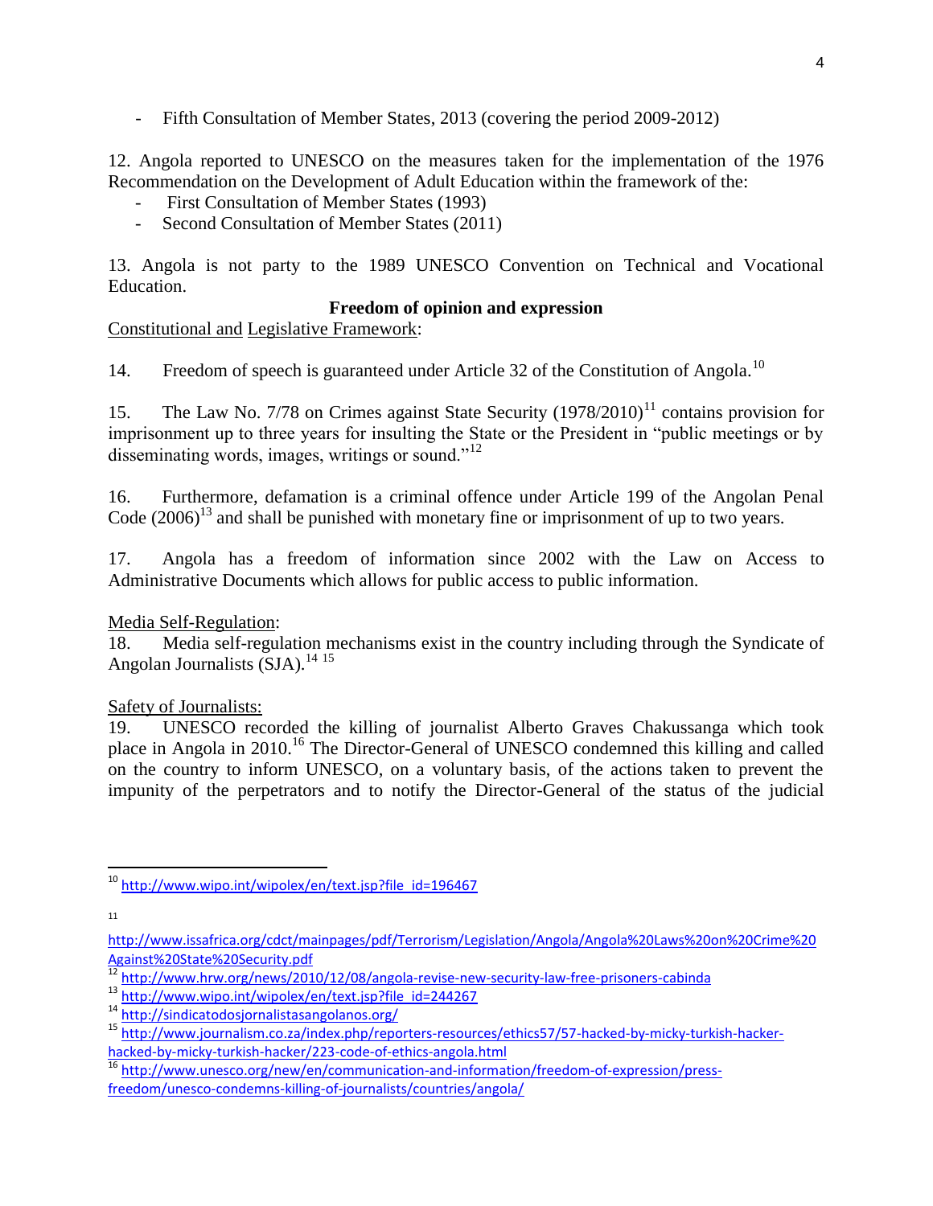- Fifth Consultation of Member States, 2013 (covering the period 2009-2012)

12. Angola reported to UNESCO on the measures taken for the implementation of the 1976 Recommendation on the Development of Adult Education within the framework of the:
- First Consultation of Member States (1993)
- Second Consultation of Member States (2011)

13. Angola is not party to the 1989 UNESCO Convention on Technical and Vocational Education.

**Freedom of opinion and expression**

Constitutional and Legislative Framework:

14. Freedom of speech is guaranteed under Article 32 of the Constitution of Angola.[10]

15. The Law No. 7/78 on Crimes against State Security (1978/2010)[11] contains provision for imprisonment up to three years for insulting the State or the President in "public meetings or by disseminating words, images, writings or sound."[12]

16. Furthermore, defamation is a criminal offence under Article 199 of the Angolan Penal Code (2006)[13] and shall be punished with monetary fine or imprisonment of up to two years.

17. Angola has a freedom of information since 2002 with the Law on Access to Administrative Documents which allows for public access to public information.

Media Self-Regulation:

18. Media self-regulation mechanisms exist in the country including through the Syndicate of Angolan Journalists (SJA).[14] [15]

Safety of Journalists:

19. UNESCO recorded the killing of journalist Alberto Graves Chakussanga which took place in Angola in 2010.[16] The Director-General of UNESCO condemned this killing and called on the country to inform UNESCO, on a voluntary basis, of the actions taken to prevent the impunity of the perpetrators and to notify the Director-General of the status of the judicial

---

[10] http://www.wipo.int/wipolex/en/text.jsp?file_id=196467

[11] http://www.issafrica.org/cdct/mainpages/pdf/Terrorism/Legislation/Angola/Angola%20Laws%20on%20Crime%20Against%20State%20Security.pdf

[12] http://www.hrw.org/news/2010/12/08/angola-revise-new-security-law-free-prisoners-cabinda

[13] http://www.wipo.int/wipolex/en/text.jsp?file_id=244267

[14] http://sindicatodosjornalistasangolanos.org/

[15] http://www.journalism.co.za/index.php/reporters-resources/ethics57/57-hacked-by-micky-turkish-hacker-hacked-by-micky-turkish-hacker/223-code-of-ethics-angola.html

[16] http://www.unesco.org/new/en/communication-and-information/freedom-of-expression/press-freedom/unesco-condemns-killing-of-journalists/countries/angola/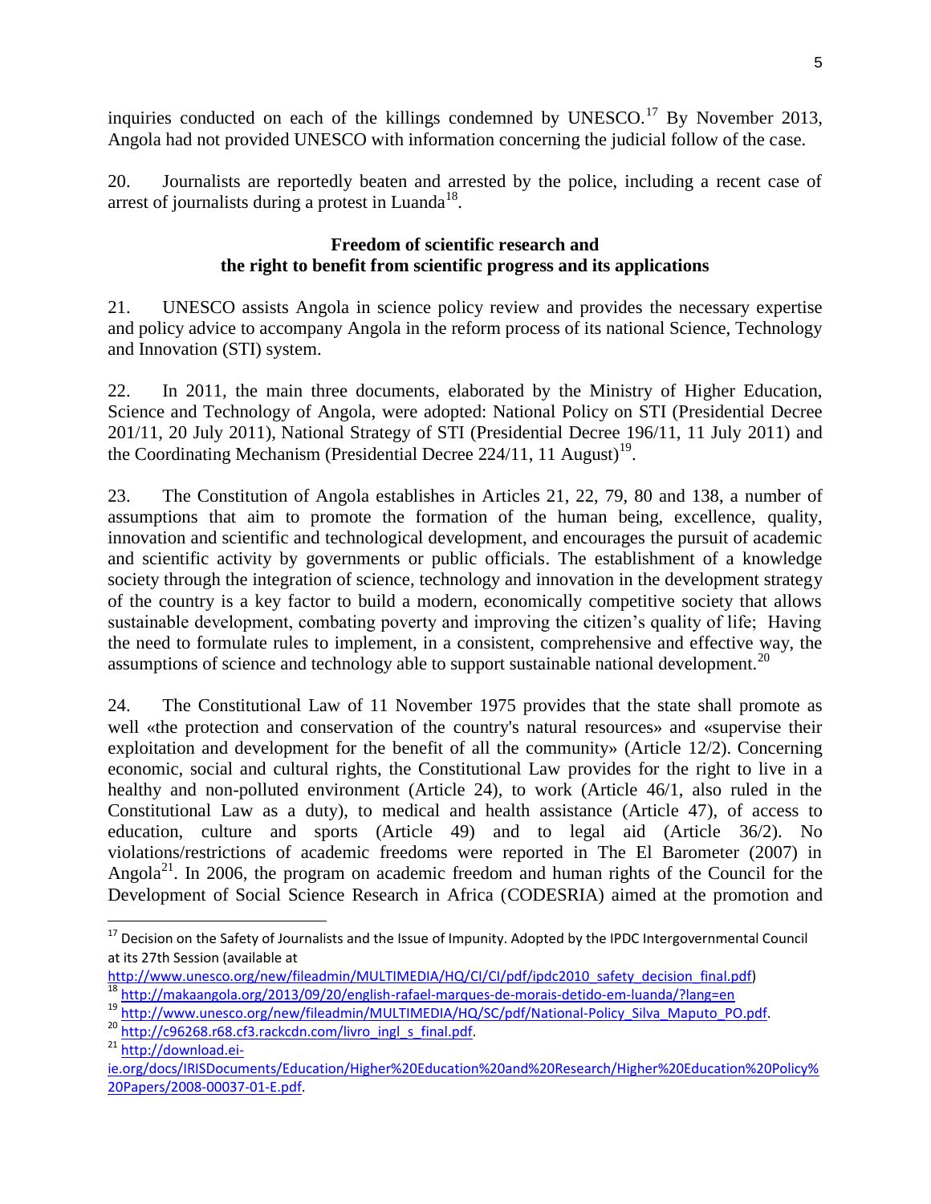inquiries conducted on each of the killings condemned by UNESCO.[17] By November 2013, Angola had not provided UNESCO with information concerning the judicial follow of the case.

20. Journalists are reportedly beaten and arrested by the police, including a recent case of arrest of journalists during a protest in Luanda[18].

### Freedom of scientific research and the right to benefit from scientific progress and its applications

21. UNESCO assists Angola in science policy review and provides the necessary expertise and policy advice to accompany Angola in the reform process of its national Science, Technology and Innovation (STI) system.

22. In 2011, the main three documents, elaborated by the Ministry of Higher Education, Science and Technology of Angola, were adopted: National Policy on STI (Presidential Decree 201/11, 20 July 2011), National Strategy of STI (Presidential Decree 196/11, 11 July 2011) and the Coordinating Mechanism (Presidential Decree 224/11, 11 August)[19].

23. The Constitution of Angola establishes in Articles 21, 22, 79, 80 and 138, a number of assumptions that aim to promote the formation of the human being, excellence, quality, innovation and scientific and technological development, and encourages the pursuit of academic and scientific activity by governments or public officials. The establishment of a knowledge society through the integration of science, technology and innovation in the development strategy of the country is a key factor to build a modern, economically competitive society that allows sustainable development, combating poverty and improving the citizen's quality of life; Having the need to formulate rules to implement, in a consistent, comprehensive and effective way, the assumptions of science and technology able to support sustainable national development.[20]

24. The Constitutional Law of 11 November 1975 provides that the state shall promote as well «the protection and conservation of the country's natural resources» and «supervise their exploitation and development for the benefit of all the community» (Article 12/2). Concerning economic, social and cultural rights, the Constitutional Law provides for the right to live in a healthy and non-polluted environment (Article 24), to work (Article 46/1, also ruled in the Constitutional Law as a duty), to medical and health assistance (Article 47), of access to education, culture and sports (Article 49) and to legal aid (Article 36/2). No violations/restrictions of academic freedoms were reported in The El Barometer (2007) in Angola[21]. In 2006, the program on academic freedom and human rights of the Council for the Development of Social Science Research in Africa (CODESRIA) aimed at the promotion and

---

[17] Decision on the Safety of Journalists and the Issue of Impunity. Adopted by the IPDC Intergovernmental Council at its 27th Session (available at http://www.unesco.org/new/fileadmin/MULTIMEDIA/HQ/CI/CI/pdf/ipdc2010_safety_decision_final.pdf)

[18] http://makaangola.org/2013/09/20/english-rafael-marques-de-morais-detido-em-luanda/?lang=en

[19] http://www.unesco.org/new/fileadmin/MULTIMEDIA/HQ/SC/pdf/National-Policy_Silva_Maputo_PO.pdf.

[20] http://c96268.r68.cf3.rackcdn.com/livro_ingl_s_final.pdf.

[21] http://download.ei-ie.org/docs/IRISDocuments/Education/Higher%20Education%20and%20Research/Higher%20Education%20Policy%20Papers/2008-00037-01-E.pdf.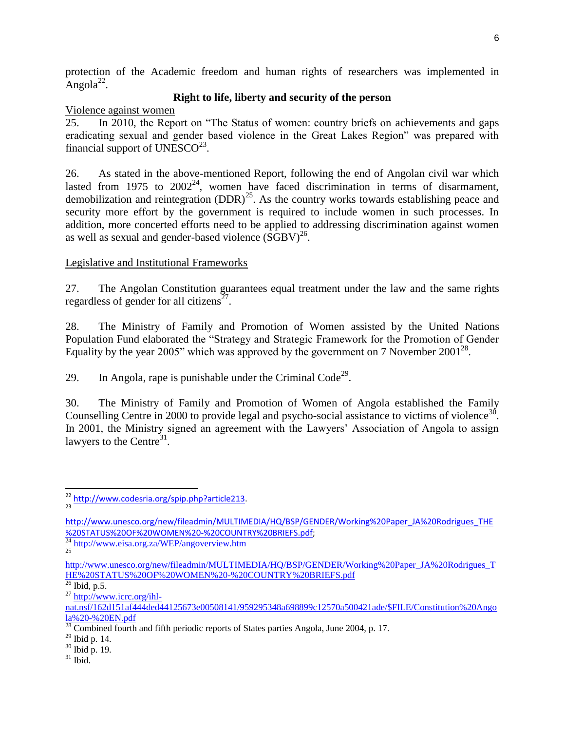protection of the Academic freedom and human rights of researchers was implemented in Angola[22].

## Right to life, liberty and security of the person

Violence against women

25. In 2010, the Report on "The Status of women: country briefs on achievements and gaps eradicating sexual and gender based violence in the Great Lakes Region" was prepared with financial support of UNESCO[23].

26. As stated in the above-mentioned Report, following the end of Angolan civil war which lasted from 1975 to 2002[24], women have faced discrimination in terms of disarmament, demobilization and reintegration (DDR)[25]. As the country works towards establishing peace and security more effort by the government is required to include women in such processes. In addition, more concerted efforts need to be applied to addressing discrimination against women as well as sexual and gender-based violence (SGBV)[26].

Legislative and Institutional Frameworks

27. The Angolan Constitution guarantees equal treatment under the law and the same rights regardless of gender for all citizens[27].

28. The Ministry of Family and Promotion of Women assisted by the United Nations Population Fund elaborated the "Strategy and Strategic Framework for the Promotion of Gender Equality by the year 2005" which was approved by the government on 7 November 2001[28].

29. In Angola, rape is punishable under the Criminal Code[29].

30. The Ministry of Family and Promotion of Women of Angola established the Family Counselling Centre in 2000 to provide legal and psycho-social assistance to victims of violence[30]. In 2001, the Ministry signed an agreement with the Lawyers' Association of Angola to assign lawyers to the Centre[31].

---

[22] http://www.codesria.org/spip.php?article213.

[23] http://www.unesco.org/new/fileadmin/MULTIMEDIA/HQ/BSP/GENDER/Working%20Paper_JA%20Rodrigues_THE%20STATUS%20OF%20WOMEN%20-%20COUNTRY%20BRIEFS.pdf;

[24] http://www.eisa.org.za/WEP/angoverview.htm

[25] http://www.unesco.org/new/fileadmin/MULTIMEDIA/HQ/BSP/GENDER/Working%20Paper_JA%20Rodrigues_THE%20STATUS%20OF%20WOMEN%20-%20COUNTRY%20BRIEFS.pdf

[26] Ibid, p.5.

[27] http://www.icrc.org/ihl-nat.nsf/162d151af444ded44125673e00508141/959295348a698899c12570a500421ade/$FILE/Constitution%20Angola%20-%20EN.pdf

[28] Combined fourth and fifth periodic reports of States parties Angola, June 2004, p. 17.

[29] Ibid p. 14.

[30] Ibid p. 19.

[31] Ibid.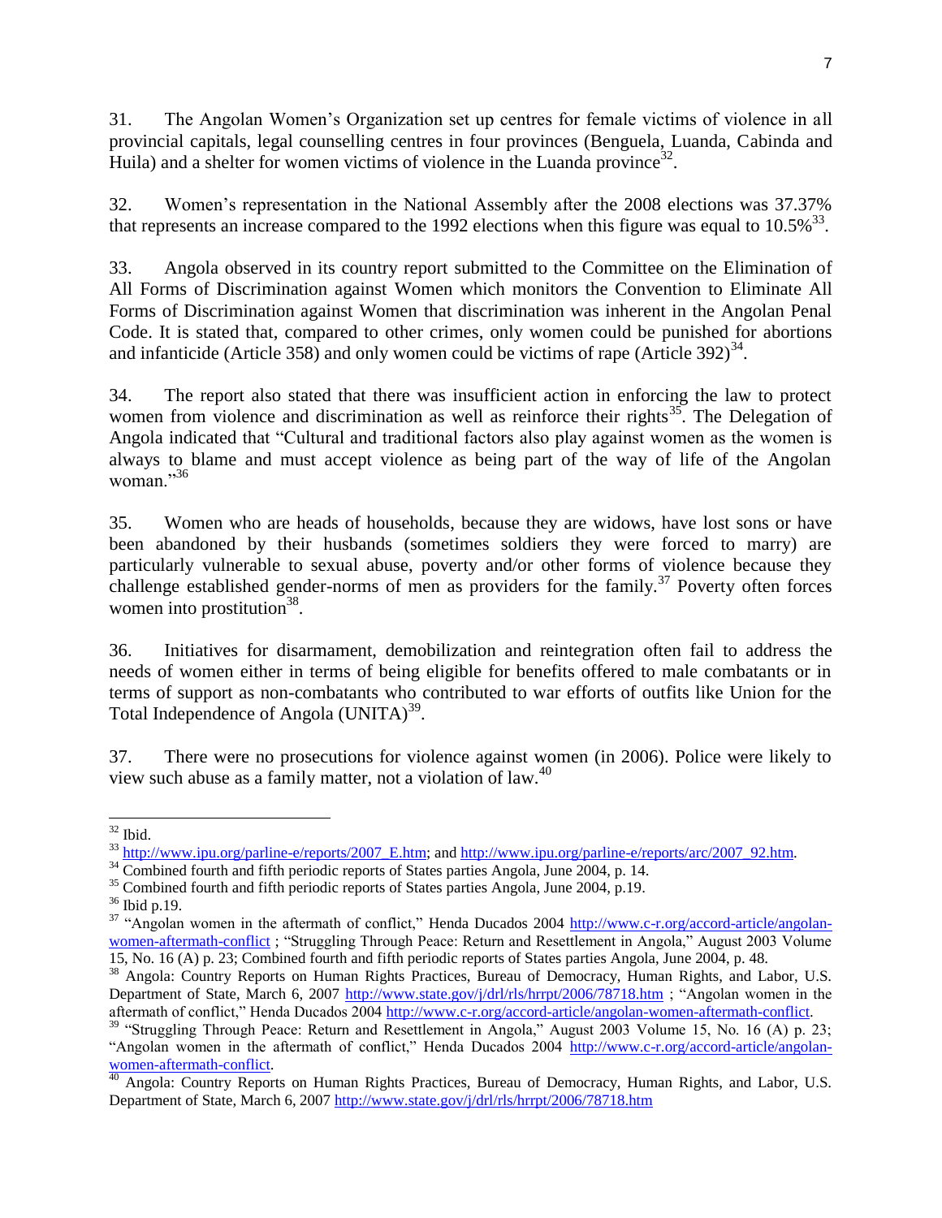31. The Angolan Women's Organization set up centres for female victims of violence in all provincial capitals, legal counselling centres in four provinces (Benguela, Luanda, Cabinda and Huila) and a shelter for women victims of violence in the Luanda province[32].

32. Women's representation in the National Assembly after the 2008 elections was 37.37% that represents an increase compared to the 1992 elections when this figure was equal to 10.5%[33].

33. Angola observed in its country report submitted to the Committee on the Elimination of All Forms of Discrimination against Women which monitors the Convention to Eliminate All Forms of Discrimination against Women that discrimination was inherent in the Angolan Penal Code. It is stated that, compared to other crimes, only women could be punished for abortions and infanticide (Article 358) and only women could be victims of rape (Article 392)[34].

34. The report also stated that there was insufficient action in enforcing the law to protect women from violence and discrimination as well as reinforce their rights[35]. The Delegation of Angola indicated that "Cultural and traditional factors also play against women as the women is always to blame and must accept violence as being part of the way of life of the Angolan woman."[36]

35. Women who are heads of households, because they are widows, have lost sons or have been abandoned by their husbands (sometimes soldiers they were forced to marry) are particularly vulnerable to sexual abuse, poverty and/or other forms of violence because they challenge established gender-norms of men as providers for the family.[37] Poverty often forces women into prostitution[38].

36. Initiatives for disarmament, demobilization and reintegration often fail to address the needs of women either in terms of being eligible for benefits offered to male combatants or in terms of support as non-combatants who contributed to war efforts of outfits like Union for the Total Independence of Angola (UNITA)[39].

37. There were no prosecutions for violence against women (in 2006). Police were likely to view such abuse as a family matter, not a violation of law.[40]

---

[32] Ibid.

[33] http://www.ipu.org/parline-e/reports/2007_E.htm; and http://www.ipu.org/parline-e/reports/arc/2007_92.htm.

[34] Combined fourth and fifth periodic reports of States parties Angola, June 2004, p. 14.

[35] Combined fourth and fifth periodic reports of States parties Angola, June 2004, p.19.

[36] Ibid p.19.

[37] "Angolan women in the aftermath of conflict," Henda Ducados 2004 http://www.c-r.org/accord-article/angolan-women-aftermath-conflict ; "Struggling Through Peace: Return and Resettlement in Angola," August 2003 Volume 15, No. 16 (A) p. 23; Combined fourth and fifth periodic reports of States parties Angola, June 2004, p. 48.

[38] Angola: Country Reports on Human Rights Practices, Bureau of Democracy, Human Rights, and Labor, U.S. Department of State, March 6, 2007 http://www.state.gov/j/drl/rls/hrrpt/2006/78718.htm ; "Angolan women in the aftermath of conflict," Henda Ducados 2004 http://www.c-r.org/accord-article/angolan-women-aftermath-conflict.

[39] "Struggling Through Peace: Return and Resettlement in Angola," August 2003 Volume 15, No. 16 (A) p. 23; "Angolan women in the aftermath of conflict," Henda Ducados 2004 http://www.c-r.org/accord-article/angolan-women-aftermath-conflict.

[40] Angola: Country Reports on Human Rights Practices, Bureau of Democracy, Human Rights, and Labor, U.S. Department of State, March 6, 2007 http://www.state.gov/j/drl/rls/hrrpt/2006/78718.htm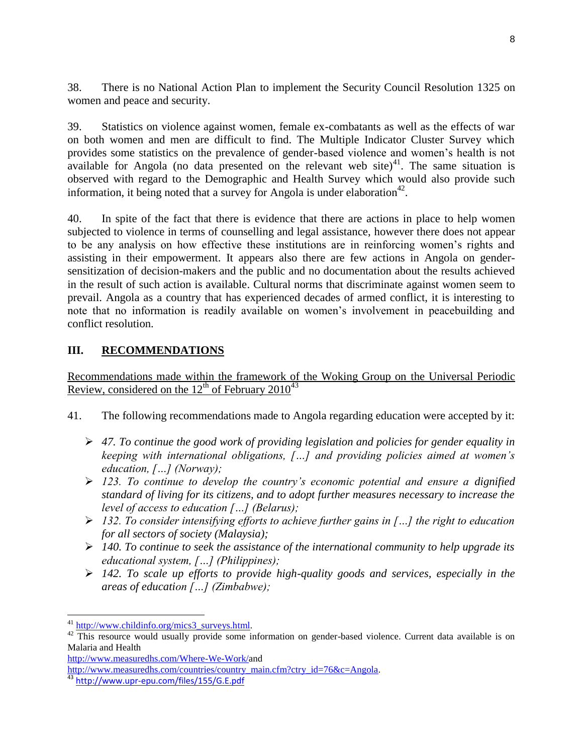38. There is no National Action Plan to implement the Security Council Resolution 1325 on women and peace and security.

39. Statistics on violence against women, female ex-combatants as well as the effects of war on both women and men are difficult to find. The Multiple Indicator Cluster Survey which provides some statistics on the prevalence of gender-based violence and women's health is not available for Angola (no data presented on the relevant web site)[41]. The same situation is observed with regard to the Demographic and Health Survey which would also provide such information, it being noted that a survey for Angola is under elaboration[42].

40. In spite of the fact that there is evidence that there are actions in place to help women subjected to violence in terms of counselling and legal assistance, however there does not appear to be any analysis on how effective these institutions are in reinforcing women's rights and assisting in their empowerment. It appears also there are few actions in Angola on gender-sensitization of decision-makers and the public and no documentation about the results achieved in the result of such action is available. Cultural norms that discriminate against women seem to prevail. Angola as a country that has experienced decades of armed conflict, it is interesting to note that no information is readily available on women's involvement in peacebuilding and conflict resolution.

## III. RECOMMENDATIONS

Recommendations made within the framework of the Woking Group on the Universal Periodic Review, considered on the 12th of February 2010[43]

41. The following recommendations made to Angola regarding education were accepted by it:

- *47. To continue the good work of providing legislation and policies for gender equality in keeping with international obligations, […] and providing policies aimed at women's education, […] (Norway);*
- *123. To continue to develop the country's economic potential and ensure a dignified standard of living for its citizens, and to adopt further measures necessary to increase the level of access to education […] (Belarus);*
- *132. To consider intensifying efforts to achieve further gains in […] the right to education for all sectors of society (Malaysia);*
- *140. To continue to seek the assistance of the international community to help upgrade its educational system, […] (Philippines);*
- *142. To scale up efforts to provide high-quality goods and services, especially in the areas of education […] (Zimbabwe);*

---

[41] http://www.childinfo.org/mics3_surveys.html.

[42] This resource would usually provide some information on gender-based violence. Current data available is on Malaria and Health http://www.measuredhs.com/Where-We-Work/and http://www.measuredhs.com/countries/country_main.cfm?ctry_id=76&c=Angola.

[43] http://www.upr-epu.com/files/155/G.E.pdf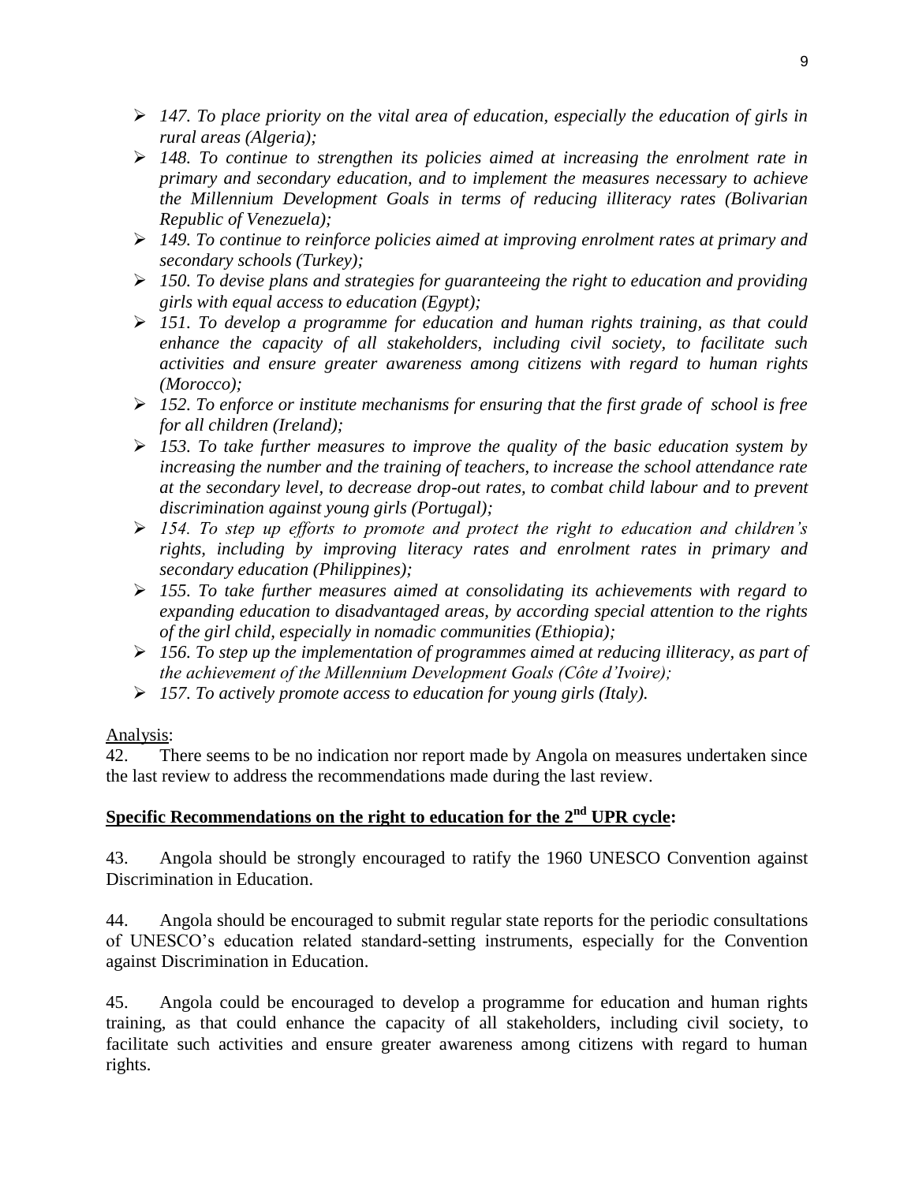- *147. To place priority on the vital area of education, especially the education of girls in rural areas (Algeria);*
- *148. To continue to strengthen its policies aimed at increasing the enrolment rate in primary and secondary education, and to implement the measures necessary to achieve the Millennium Development Goals in terms of reducing illiteracy rates (Bolivarian Republic of Venezuela);*
- *149. To continue to reinforce policies aimed at improving enrolment rates at primary and secondary schools (Turkey);*
- *150. To devise plans and strategies for guaranteeing the right to education and providing girls with equal access to education (Egypt);*
- *151. To develop a programme for education and human rights training, as that could enhance the capacity of all stakeholders, including civil society, to facilitate such activities and ensure greater awareness among citizens with regard to human rights (Morocco);*
- *152. To enforce or institute mechanisms for ensuring that the first grade of school is free for all children (Ireland);*
- *153. To take further measures to improve the quality of the basic education system by increasing the number and the training of teachers, to increase the school attendance rate at the secondary level, to decrease drop-out rates, to combat child labour and to prevent discrimination against young girls (Portugal);*
- *154. To step up efforts to promote and protect the right to education and children's rights, including by improving literacy rates and enrolment rates in primary and secondary education (Philippines);*
- *155. To take further measures aimed at consolidating its achievements with regard to expanding education to disadvantaged areas, by according special attention to the rights of the girl child, especially in nomadic communities (Ethiopia);*
- *156. To step up the implementation of programmes aimed at reducing illiteracy, as part of the achievement of the Millennium Development Goals (Côte d'Ivoire);*
- *157. To actively promote access to education for young girls (Italy).*

Analysis:

42. There seems to be no indication nor report made by Angola on measures undertaken since the last review to address the recommendations made during the last review.

**Specific Recommendations on the right to education for the 2nd UPR cycle:**

43. Angola should be strongly encouraged to ratify the 1960 UNESCO Convention against Discrimination in Education.

44. Angola should be encouraged to submit regular state reports for the periodic consultations of UNESCO's education related standard-setting instruments, especially for the Convention against Discrimination in Education.

45. Angola could be encouraged to develop a programme for education and human rights training, as that could enhance the capacity of all stakeholders, including civil society, to facilitate such activities and ensure greater awareness among citizens with regard to human rights.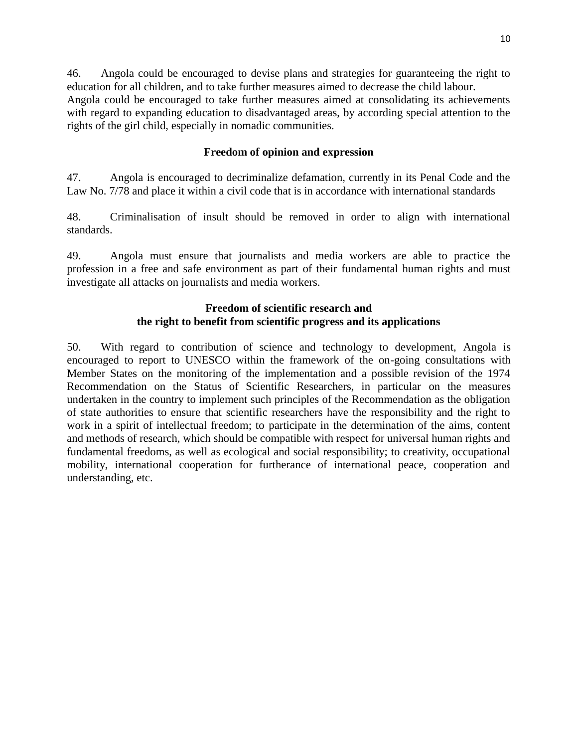46. Angola could be encouraged to devise plans and strategies for guaranteeing the right to education for all children, and to take further measures aimed to decrease the child labour. Angola could be encouraged to take further measures aimed at consolidating its achievements with regard to expanding education to disadvantaged areas, by according special attention to the rights of the girl child, especially in nomadic communities.

### Freedom of opinion and expression

47. Angola is encouraged to decriminalize defamation, currently in its Penal Code and the Law No. 7/78 and place it within a civil code that is in accordance with international standards

48. Criminalisation of insult should be removed in order to align with international standards.

49. Angola must ensure that journalists and media workers are able to practice the profession in a free and safe environment as part of their fundamental human rights and must investigate all attacks on journalists and media workers.

### Freedom of scientific research and the right to benefit from scientific progress and its applications

50. With regard to contribution of science and technology to development, Angola is encouraged to report to UNESCO within the framework of the on-going consultations with Member States on the monitoring of the implementation and a possible revision of the 1974 Recommendation on the Status of Scientific Researchers, in particular on the measures undertaken in the country to implement such principles of the Recommendation as the obligation of state authorities to ensure that scientific researchers have the responsibility and the right to work in a spirit of intellectual freedom; to participate in the determination of the aims, content and methods of research, which should be compatible with respect for universal human rights and fundamental freedoms, as well as ecological and social responsibility; to creativity, occupational mobility, international cooperation for furtherance of international peace, cooperation and understanding, etc.